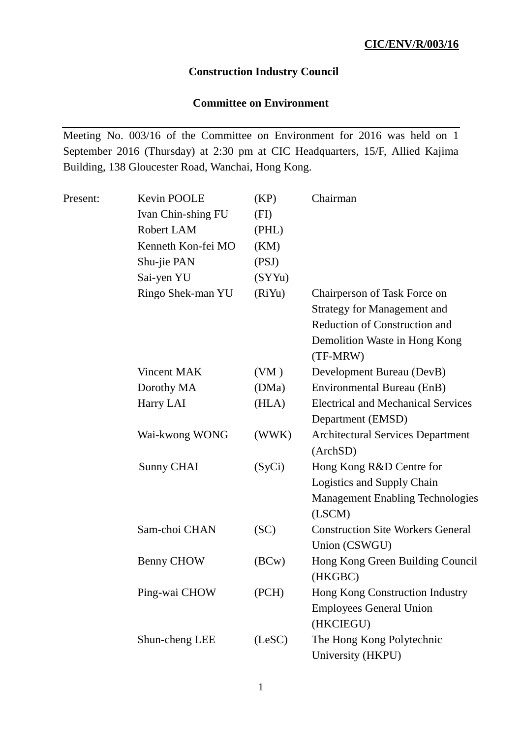**CIC/ENV/R/003/16**

**Construction Industry Council**

**Committee on Environment**

---

Meeting No. 003/16 of the Committee on Environment for 2016 was held on 1 September 2016 (Thursday) at 2:30 pm at CIC Headquarters, 15/F, Allied Kajima Building, 138 Gloucester Road, Wanchai, Hong Kong.

| Present: | | | |
|---|---|---|---|
| | Kevin POOLE | (KP) | Chairman |
| | Ivan Chin-shing FU | (FI) | |
| | Robert LAM | (PHL) | |
| | Kenneth Kon-fei MO | (KM) | |
| | Shu-jie PAN | (PSJ) | |
| | Sai-yen YU | (SYYu) | |
| | Ringo Shek-man YU | (RiYu) | Chairperson of Task Force on Strategy for Management and Reduction of Construction and Demolition Waste in Hong Kong (TF-MRW) |
| | Vincent MAK | (VM ) | Development Bureau (DevB) |
| | Dorothy MA | (DMa) | Environmental Bureau (EnB) |
| | Harry LAI | (HLA) | Electrical and Mechanical Services Department (EMSD) |
| | Wai-kwong WONG | (WWK) | Architectural Services Department (ArchSD) |
| | Sunny CHAI | (SyCi) | Hong Kong R&D Centre for Logistics and Supply Chain Management Enabling Technologies (LSCM) |
| | Sam-choi CHAN | (SC) | Construction Site Workers General Union (CSWGU) |
| | Benny CHOW | (BCw) | Hong Kong Green Building Council (HKGBC) |
| | Ping-wai CHOW | (PCH) | Hong Kong Construction Industry Employees General Union (HKCIEGU) |
| | Shun-cheng LEE | (LeSC) | The Hong Kong Polytechnic University (HKPU) |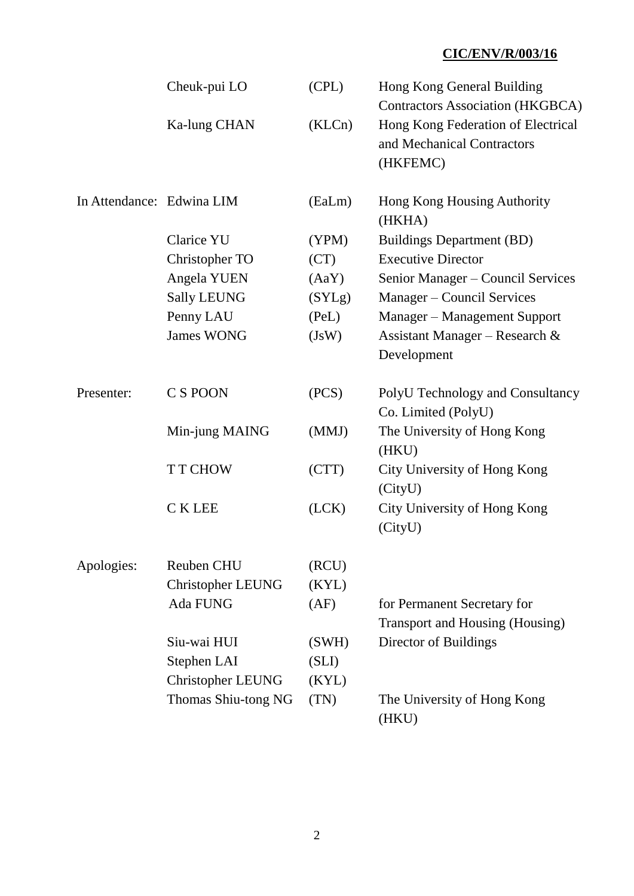**CIC/ENV/R/003/16**

| | | | |
|---|---|---|---|
| | Cheuk-pui LO | (CPL) | Hong Kong General Building Contractors Association (HKGBCA) |
| | Ka-lung CHAN | (KLCn) | Hong Kong Federation of Electrical and Mechanical Contractors (HKFEMC) |
| In Attendance: | Edwina LIM | (EaLm) | Hong Kong Housing Authority (HKHA) |
| | Clarice YU | (YPM) | Buildings Department (BD) |
| | Christopher TO | (CT) | Executive Director |
| | Angela YUEN | (AaY) | Senior Manager – Council Services |
| | Sally LEUNG | (SYLg) | Manager – Council Services |
| | Penny LAU | (PeL) | Manager – Management Support |
| | James WONG | (JsW) | Assistant Manager – Research & Development |
| Presenter: | C S POON | (PCS) | PolyU Technology and Consultancy Co. Limited (PolyU) |
| | Min-jung MAING | (MMJ) | The University of Hong Kong (HKU) |
| | T T CHOW | (CTT) | City University of Hong Kong (CityU) |
| | C K LEE | (LCK) | City University of Hong Kong (CityU) |
| Apologies: | Reuben CHU | (RCU) | |
| | Christopher LEUNG | (KYL) | |
| | Ada FUNG | (AF) | for Permanent Secretary for Transport and Housing (Housing) |
| | Siu-wai HUI | (SWH) | Director of Buildings |
| | Stephen LAI | (SLI) | |
| | Christopher LEUNG | (KYL) | |
| | Thomas Shiu-tong NG | (TN) | The University of Hong Kong (HKU) |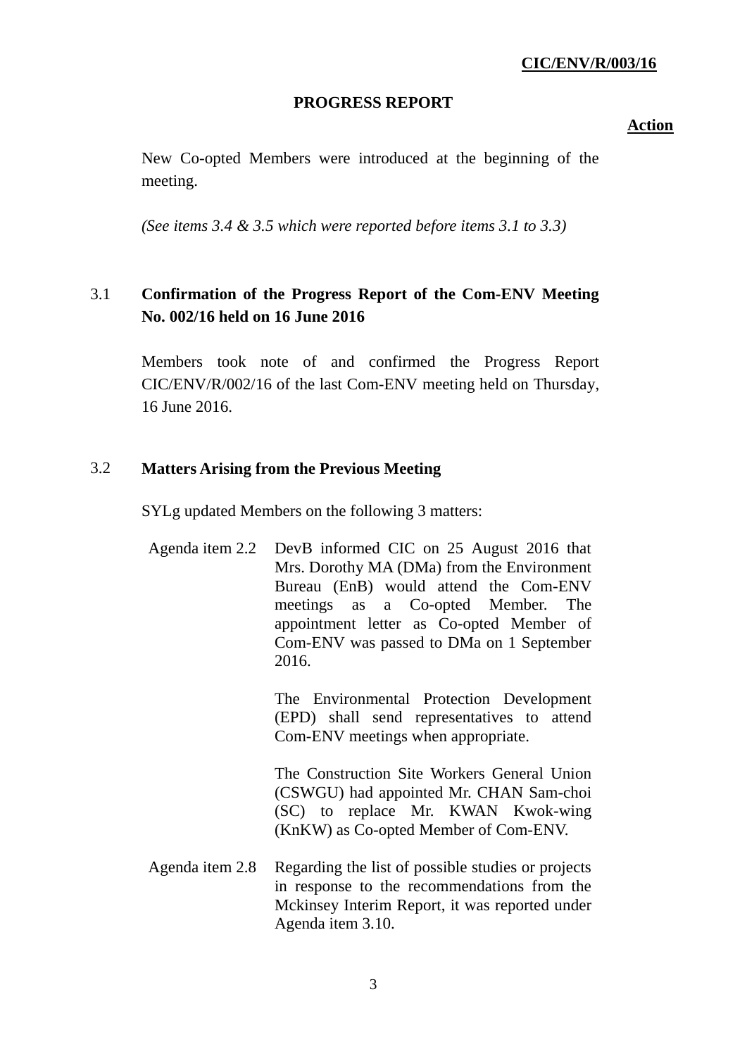**CIC/ENV/R/003/16**

**PROGRESS REPORT**

**Action**

New Co-opted Members were introduced at the beginning of the meeting.

*(See items 3.4 & 3.5 which were reported before items 3.1 to 3.3)*

## 3.1 Confirmation of the Progress Report of the Com-ENV Meeting No. 002/16 held on 16 June 2016

Members took note of and confirmed the Progress Report CIC/ENV/R/002/16 of the last Com-ENV meeting held on Thursday, 16 June 2016.

## 3.2 Matters Arising from the Previous Meeting

SYLg updated Members on the following 3 matters:

Agenda item 2.2 — DevB informed CIC on 25 August 2016 that Mrs. Dorothy MA (DMa) from the Environment Bureau (EnB) would attend the Com-ENV meetings as a Co-opted Member. The appointment letter as Co-opted Member of Com-ENV was passed to DMa on 1 September 2016.

The Environmental Protection Development (EPD) shall send representatives to attend Com-ENV meetings when appropriate.

The Construction Site Workers General Union (CSWGU) had appointed Mr. CHAN Sam-choi (SC) to replace Mr. KWAN Kwok-wing (KnKW) as Co-opted Member of Com-ENV.

Agenda item 2.8 — Regarding the list of possible studies or projects in response to the recommendations from the Mckinsey Interim Report, it was reported under Agenda item 3.10.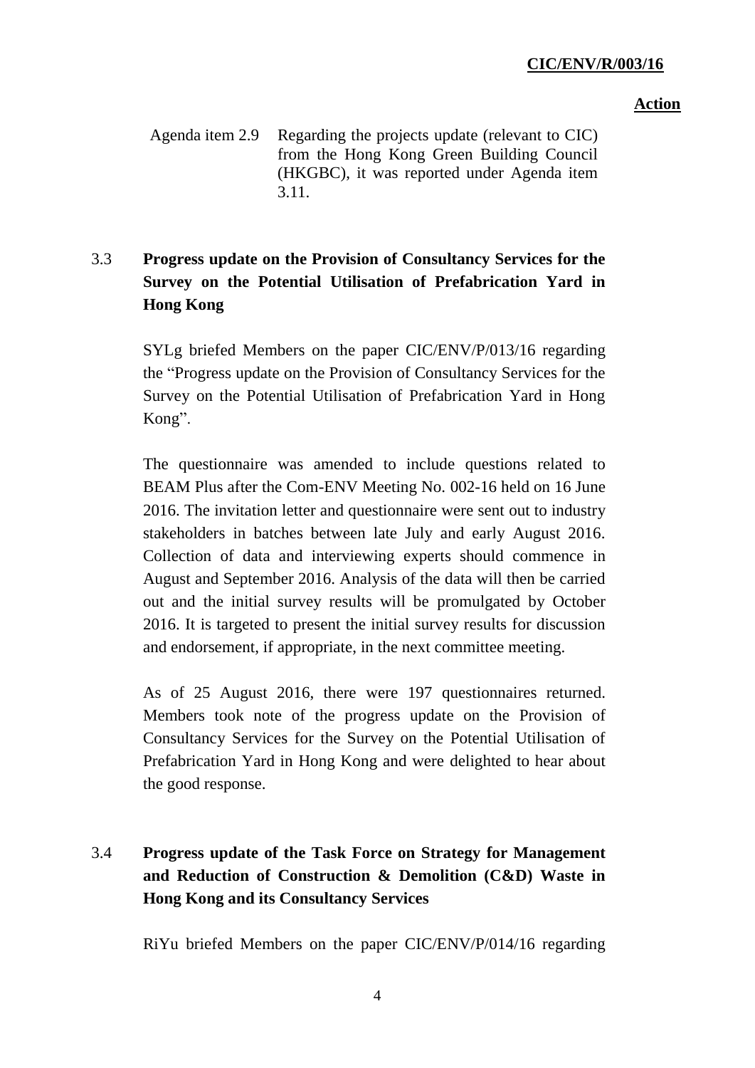**Action**

Agenda item 2.9 Regarding the projects update (relevant to CIC) from the Hong Kong Green Building Council (HKGBC), it was reported under Agenda item 3.11.

## 3.3 Progress update on the Provision of Consultancy Services for the Survey on the Potential Utilisation of Prefabrication Yard in Hong Kong

SYLg briefed Members on the paper CIC/ENV/P/013/16 regarding the "Progress update on the Provision of Consultancy Services for the Survey on the Potential Utilisation of Prefabrication Yard in Hong Kong".

The questionnaire was amended to include questions related to BEAM Plus after the Com-ENV Meeting No. 002-16 held on 16 June 2016. The invitation letter and questionnaire were sent out to industry stakeholders in batches between late July and early August 2016. Collection of data and interviewing experts should commence in August and September 2016. Analysis of the data will then be carried out and the initial survey results will be promulgated by October 2016. It is targeted to present the initial survey results for discussion and endorsement, if appropriate, in the next committee meeting.

As of 25 August 2016, there were 197 questionnaires returned. Members took note of the progress update on the Provision of Consultancy Services for the Survey on the Potential Utilisation of Prefabrication Yard in Hong Kong and were delighted to hear about the good response.

## 3.4 Progress update of the Task Force on Strategy for Management and Reduction of Construction & Demolition (C&D) Waste in Hong Kong and its Consultancy Services

RiYu briefed Members on the paper CIC/ENV/P/014/16 regarding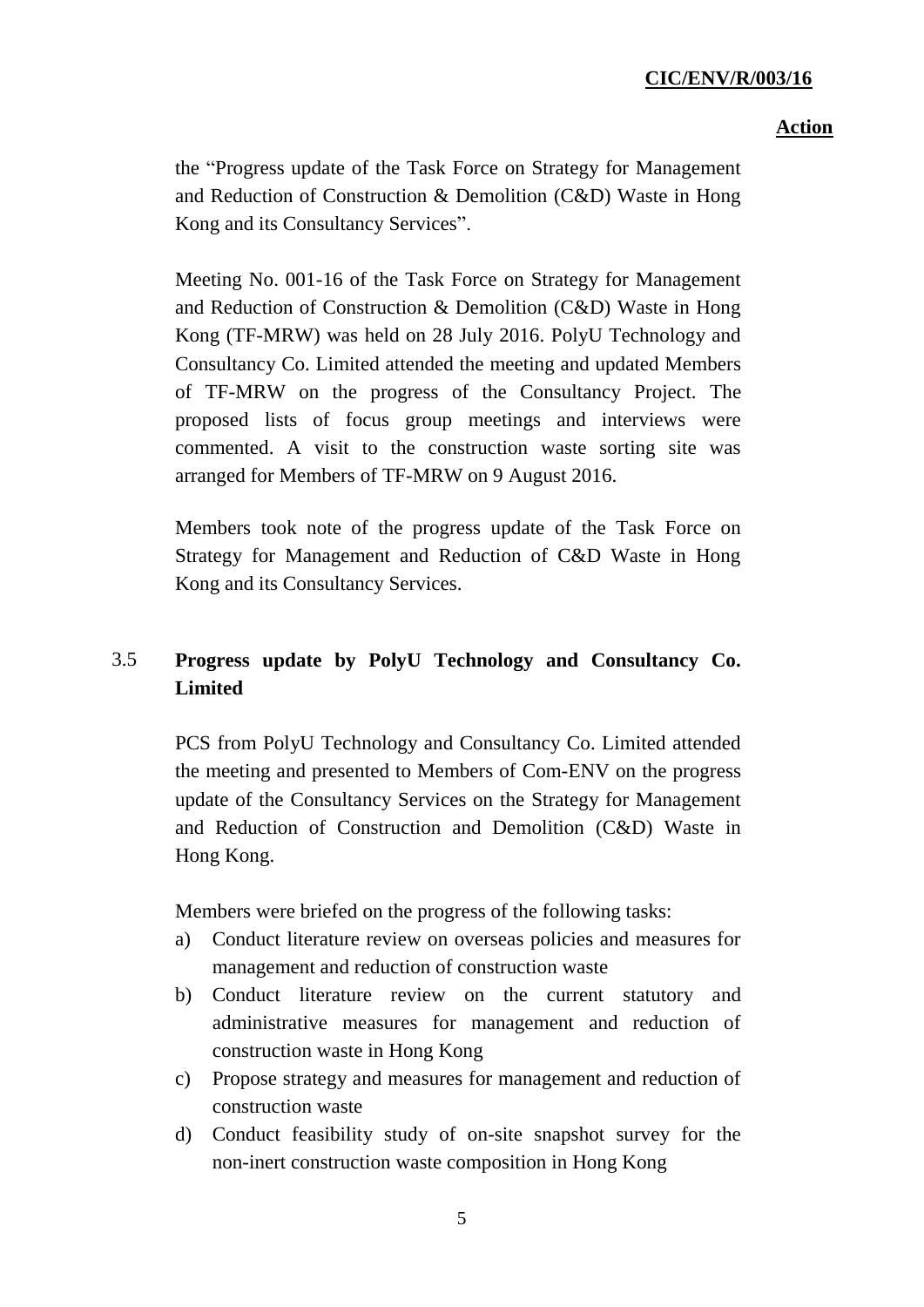the "Progress update of the Task Force on Strategy for Management and Reduction of Construction & Demolition (C&D) Waste in Hong Kong and its Consultancy Services".

Meeting No. 001-16 of the Task Force on Strategy for Management and Reduction of Construction & Demolition (C&D) Waste in Hong Kong (TF-MRW) was held on 28 July 2016. PolyU Technology and Consultancy Co. Limited attended the meeting and updated Members of TF-MRW on the progress of the Consultancy Project. The proposed lists of focus group meetings and interviews were commented. A visit to the construction waste sorting site was arranged for Members of TF-MRW on 9 August 2016.

Members took note of the progress update of the Task Force on Strategy for Management and Reduction of C&D Waste in Hong Kong and its Consultancy Services.

### 3.5 Progress update by PolyU Technology and Consultancy Co. Limited

PCS from PolyU Technology and Consultancy Co. Limited attended the meeting and presented to Members of Com-ENV on the progress update of the Consultancy Services on the Strategy for Management and Reduction of Construction and Demolition (C&D) Waste in Hong Kong.

Members were briefed on the progress of the following tasks:

a) Conduct literature review on overseas policies and measures for management and reduction of construction waste
b) Conduct literature review on the current statutory and administrative measures for management and reduction of construction waste in Hong Kong
c) Propose strategy and measures for management and reduction of construction waste
d) Conduct feasibility study of on-site snapshot survey for the non-inert construction waste composition in Hong Kong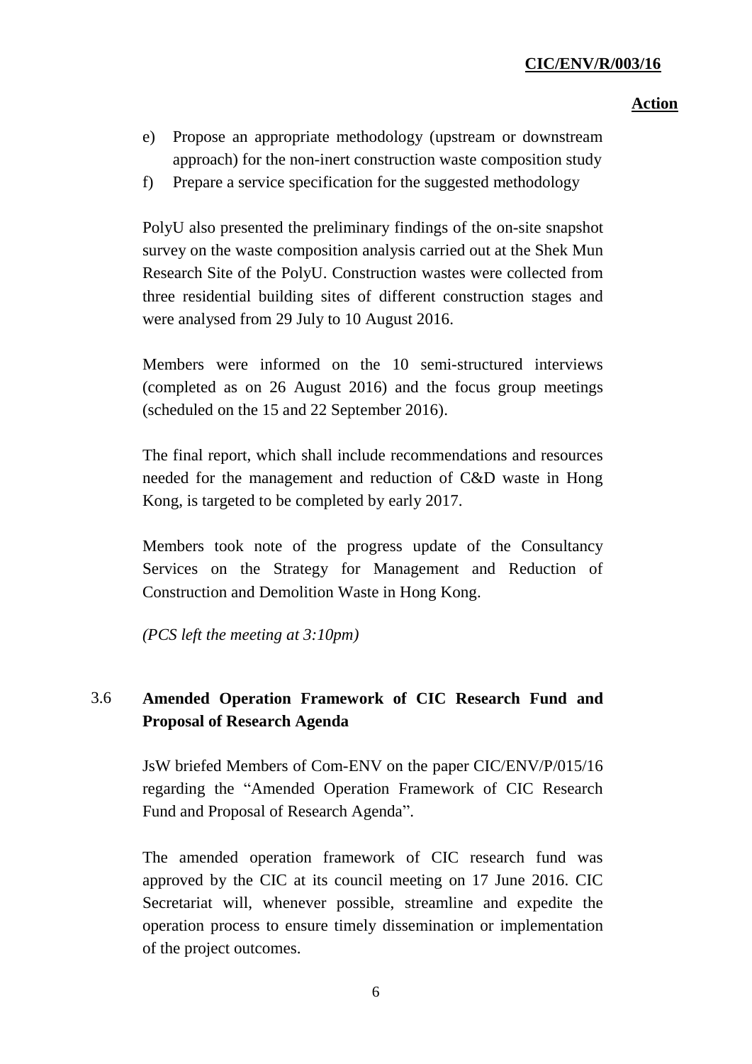e) Propose an appropriate methodology (upstream or downstream approach) for the non-inert construction waste composition study
f) Prepare a service specification for the suggested methodology

PolyU also presented the preliminary findings of the on-site snapshot survey on the waste composition analysis carried out at the Shek Mun Research Site of the PolyU. Construction wastes were collected from three residential building sites of different construction stages and were analysed from 29 July to 10 August 2016.

Members were informed on the 10 semi-structured interviews (completed as on 26 August 2016) and the focus group meetings (scheduled on the 15 and 22 September 2016).

The final report, which shall include recommendations and resources needed for the management and reduction of C&D waste in Hong Kong, is targeted to be completed by early 2017.

Members took note of the progress update of the Consultancy Services on the Strategy for Management and Reduction of Construction and Demolition Waste in Hong Kong.

*(PCS left the meeting at 3:10pm)*

### 3.6 Amended Operation Framework of CIC Research Fund and Proposal of Research Agenda

JsW briefed Members of Com-ENV on the paper CIC/ENV/P/015/16 regarding the "Amended Operation Framework of CIC Research Fund and Proposal of Research Agenda".

The amended operation framework of CIC research fund was approved by the CIC at its council meeting on 17 June 2016. CIC Secretariat will, whenever possible, streamline and expedite the operation process to ensure timely dissemination or implementation of the project outcomes.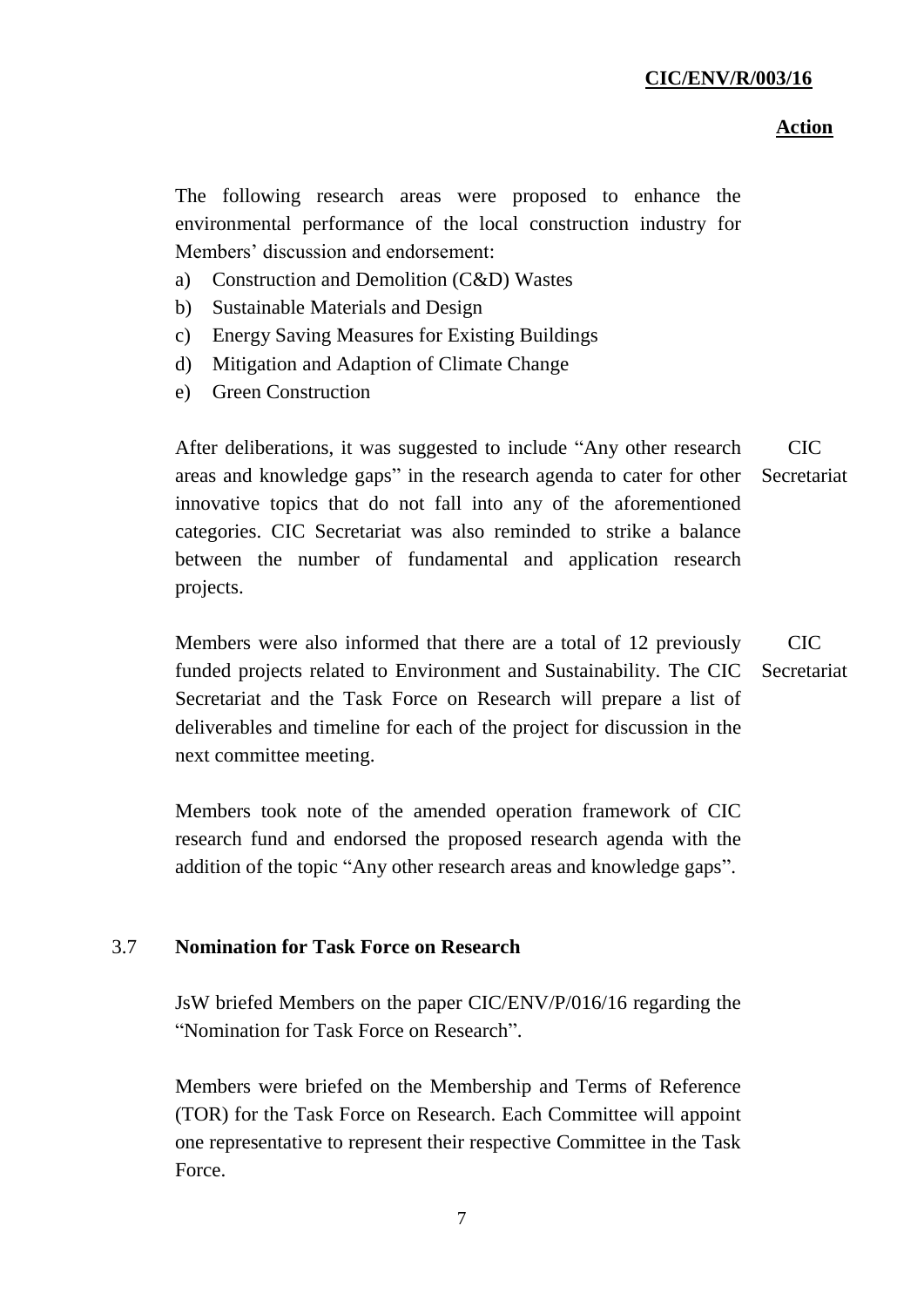**Action**

The following research areas were proposed to enhance the environmental performance of the local construction industry for Members' discussion and endorsement:

a) Construction and Demolition (C&D) Wastes
b) Sustainable Materials and Design
c) Energy Saving Measures for Existing Buildings
d) Mitigation and Adaption of Climate Change
e) Green Construction

After deliberations, it was suggested to include "Any other research areas and knowledge gaps" in the research agenda to cater for other innovative topics that do not fall into any of the aforementioned categories. CIC Secretariat was also reminded to strike a balance between the number of fundamental and application research projects. — **CIC Secretariat**

Members were also informed that there are a total of 12 previously funded projects related to Environment and Sustainability. The CIC Secretariat and the Task Force on Research will prepare a list of deliverables and timeline for each of the project for discussion in the next committee meeting. — **CIC Secretariat**

Members took note of the amended operation framework of CIC research fund and endorsed the proposed research agenda with the addition of the topic "Any other research areas and knowledge gaps".

## 3.7 Nomination for Task Force on Research

JsW briefed Members on the paper CIC/ENV/P/016/16 regarding the "Nomination for Task Force on Research".

Members were briefed on the Membership and Terms of Reference (TOR) for the Task Force on Research. Each Committee will appoint one representative to represent their respective Committee in the Task Force.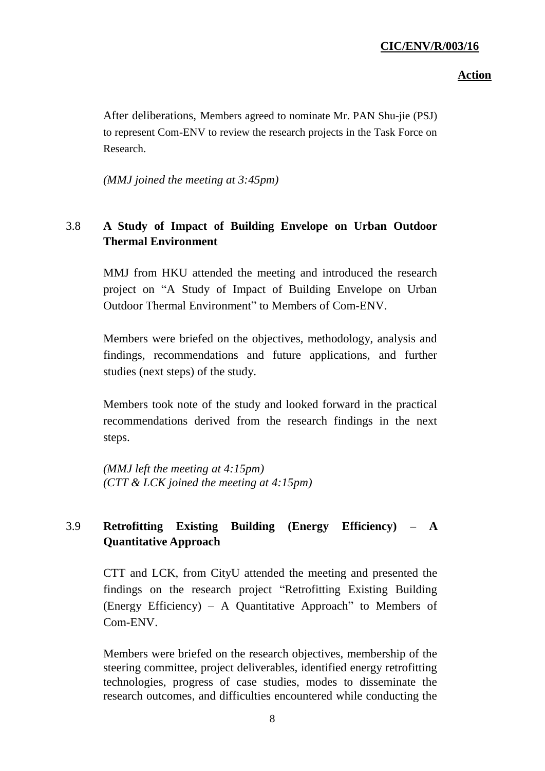After deliberations, Members agreed to nominate Mr. PAN Shu-jie (PSJ) to represent Com-ENV to review the research projects in the Task Force on Research.

*(MMJ joined the meeting at 3:45pm)*

## 3.8 A Study of Impact of Building Envelope on Urban Outdoor Thermal Environment

MMJ from HKU attended the meeting and introduced the research project on "A Study of Impact of Building Envelope on Urban Outdoor Thermal Environment" to Members of Com-ENV.

Members were briefed on the objectives, methodology, analysis and findings, recommendations and future applications, and further studies (next steps) of the study.

Members took note of the study and looked forward in the practical recommendations derived from the research findings in the next steps.

*(MMJ left the meeting at 4:15pm)*
*(CTT & LCK joined the meeting at 4:15pm)*

## 3.9 Retrofitting Existing Building (Energy Efficiency) – A Quantitative Approach

CTT and LCK, from CityU attended the meeting and presented the findings on the research project "Retrofitting Existing Building (Energy Efficiency) – A Quantitative Approach" to Members of Com-ENV.

Members were briefed on the research objectives, membership of the steering committee, project deliverables, identified energy retrofitting technologies, progress of case studies, modes to disseminate the research outcomes, and difficulties encountered while conducting the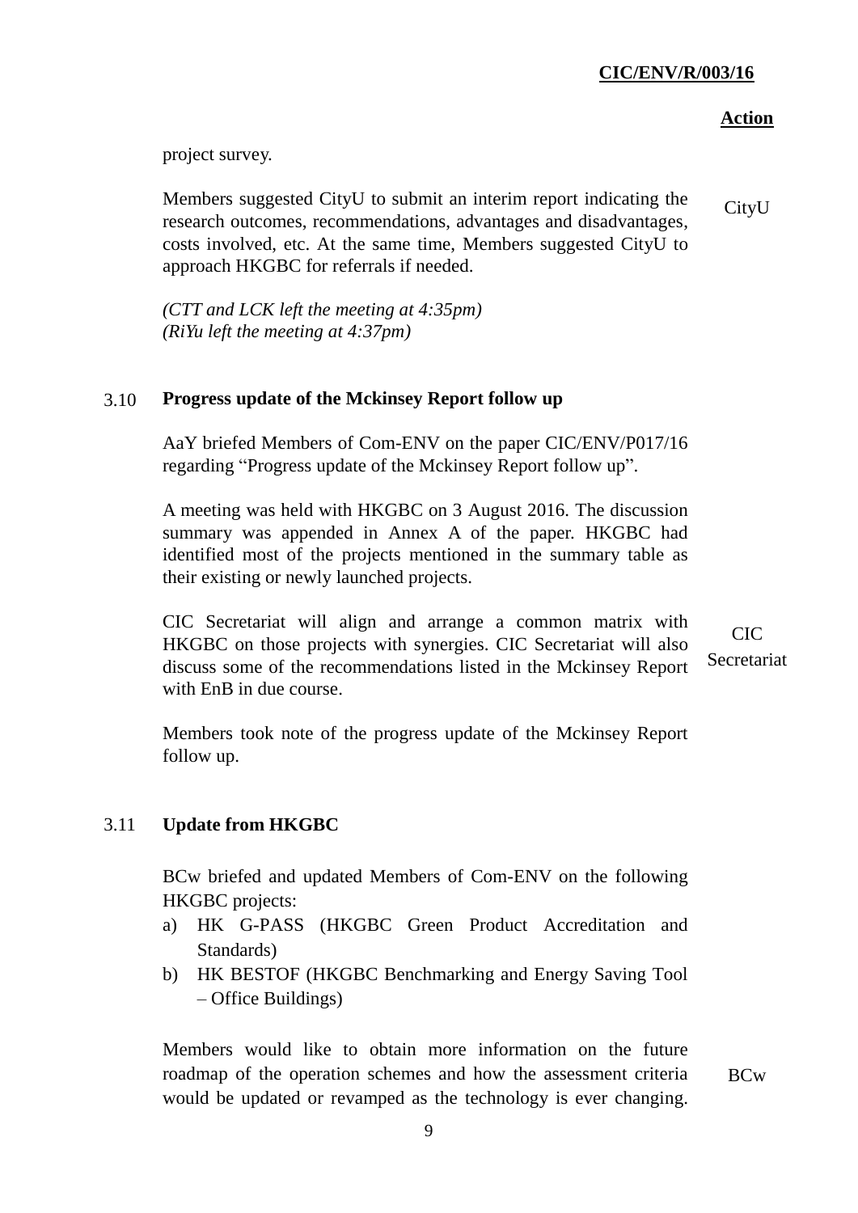project survey.

Members suggested CityU to submit an interim report indicating the research outcomes, recommendations, advantages and disadvantages, costs involved, etc. At the same time, Members suggested CityU to approach HKGBC for referrals if needed. — **Action:** CityU

*(CTT and LCK left the meeting at 4:35pm)*
*(RiYu left the meeting at 4:37pm)*

### 3.10 Progress update of the Mckinsey Report follow up

AaY briefed Members of Com-ENV on the paper CIC/ENV/P017/16 regarding "Progress update of the Mckinsey Report follow up".

A meeting was held with HKGBC on 3 August 2016. The discussion summary was appended in Annex A of the paper. HKGBC had identified most of the projects mentioned in the summary table as their existing or newly launched projects.

CIC Secretariat will align and arrange a common matrix with HKGBC on those projects with synergies. CIC Secretariat will also discuss some of the recommendations listed in the Mckinsey Report with EnB in due course. — **Action:** CIC Secretariat

Members took note of the progress update of the Mckinsey Report follow up.

### 3.11 Update from HKGBC

BCw briefed and updated Members of Com-ENV on the following HKGBC projects:

a) HK G-PASS (HKGBC Green Product Accreditation and Standards)
b) HK BESTOF (HKGBC Benchmarking and Energy Saving Tool – Office Buildings)

Members would like to obtain more information on the future roadmap of the operation schemes and how the assessment criteria would be updated or revamped as the technology is ever changing. — **Action:** BCw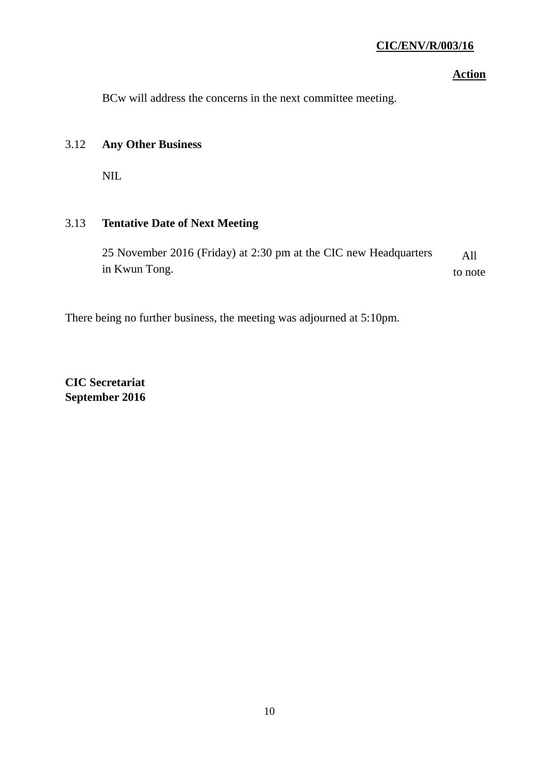**Action**

BCw will address the concerns in the next committee meeting.

3.12 **Any Other Business**

NIL

3.13 **Tentative Date of Next Meeting**

25 November 2016 (Friday) at 2:30 pm at the CIC new Headquarters in Kwun Tong. — All to note

There being no further business, the meeting was adjourned at 5:10pm.

**CIC Secretariat**
**September 2016**